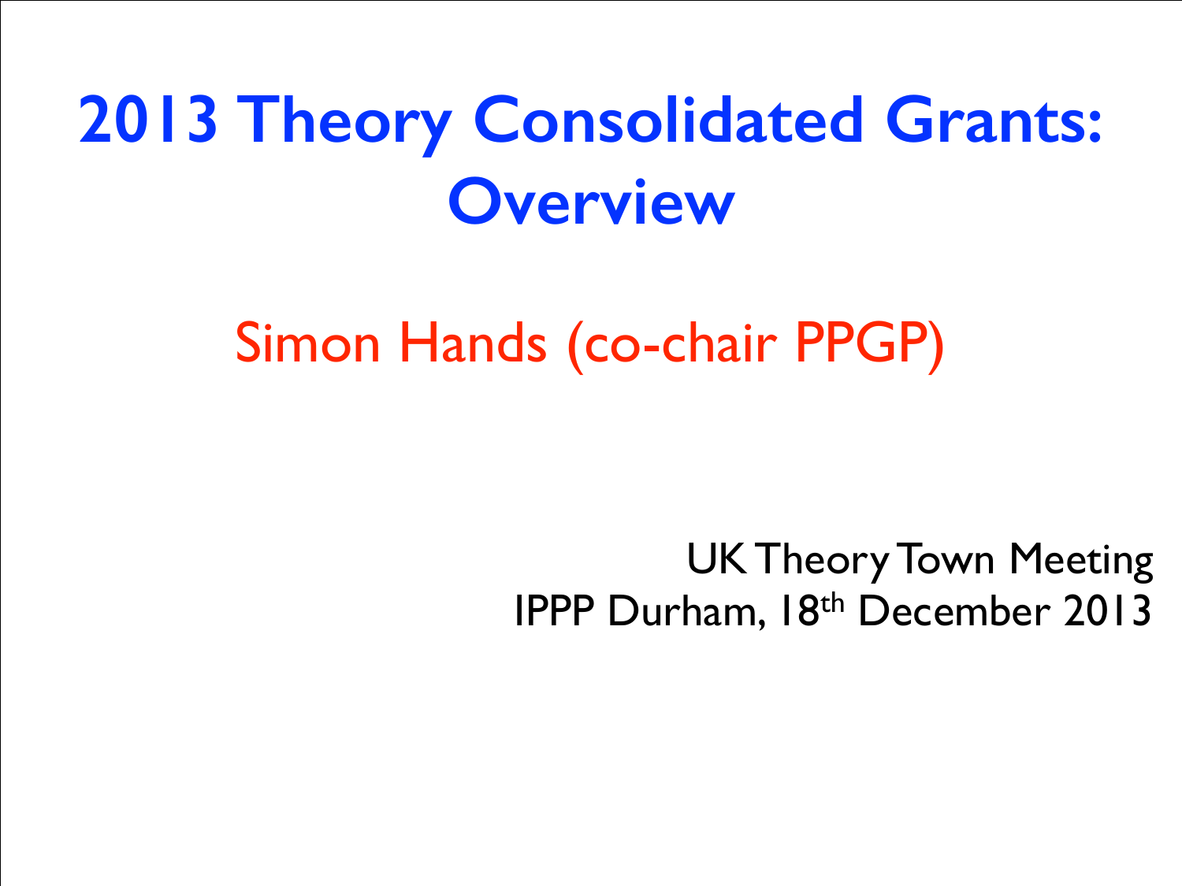# 2013 Theory Consolidated Grants: Overview

Simon Hands (co-chair PPGP)

UK Theory Town Meeting
IPPP Durham, 18th December 2013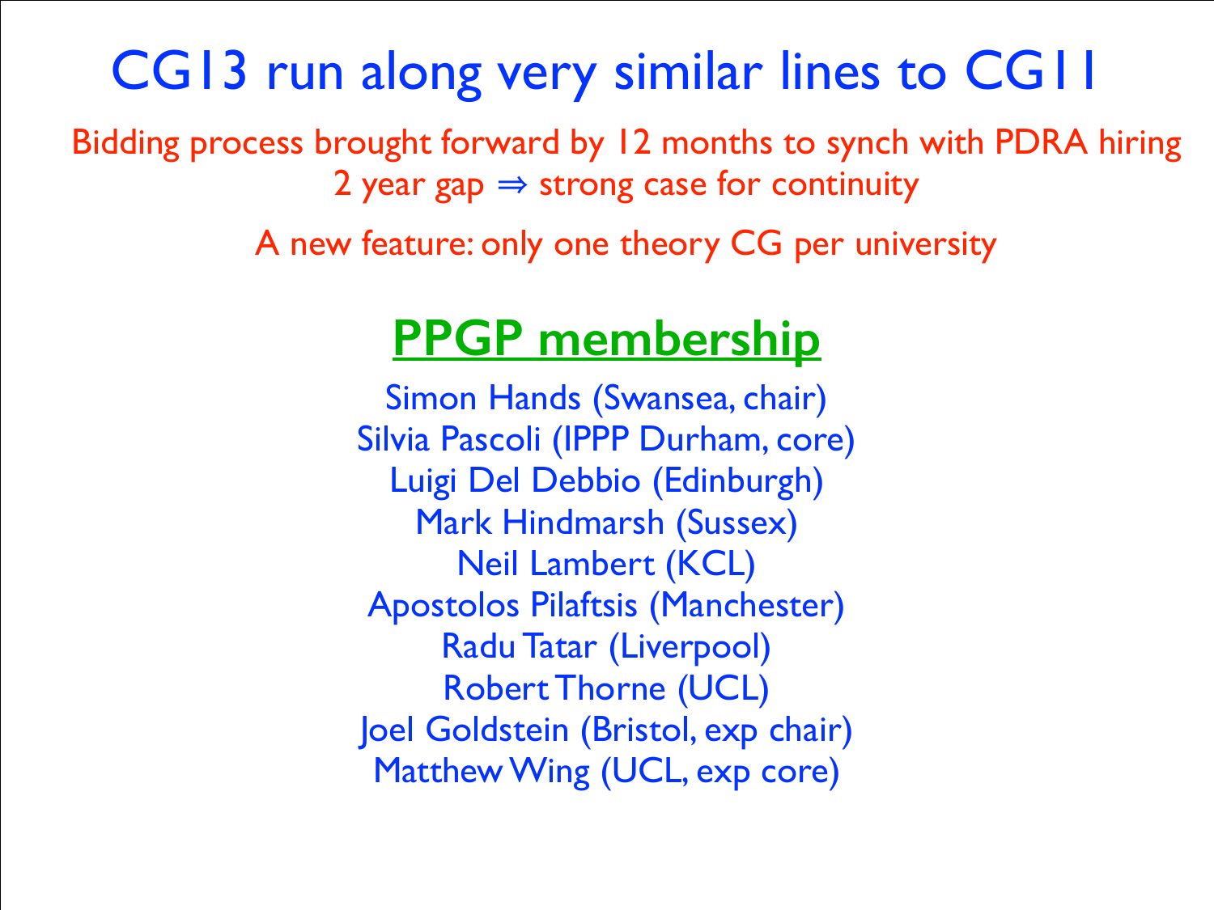# CG13 run along very similar lines to CG11

Bidding process brought forward by 12 months to synch with PDRA hiring
2 year gap ⇒ strong case for continuity

A new feature: only one theory CG per university

## PPGP membership

Simon Hands (Swansea, chair)
Silvia Pascoli (IPPP Durham, core)
Luigi Del Debbio (Edinburgh)
Mark Hindmarsh (Sussex)
Neil Lambert (KCL)
Apostolos Pilaftsis (Manchester)
Radu Tatar (Liverpool)
Robert Thorne (UCL)
Joel Goldstein (Bristol, exp chair)
Matthew Wing (UCL, exp core)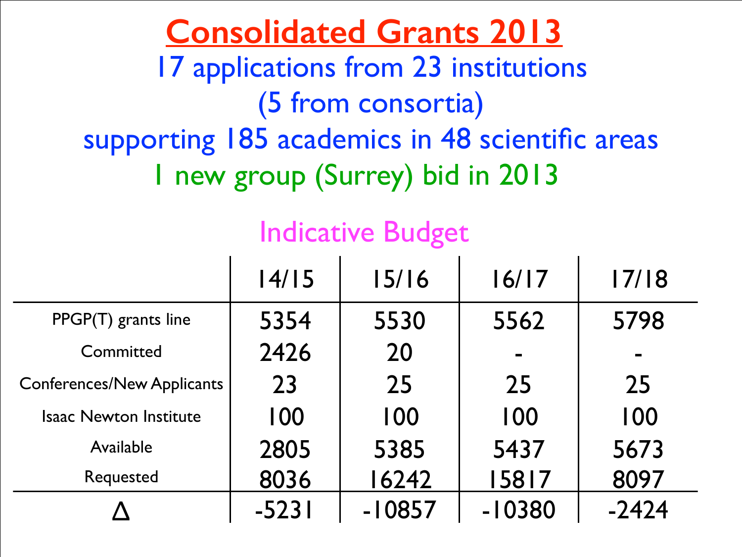# Consolidated Grants 2013

17 applications from 23 institutions

(5 from consortia)

supporting 185 academics in 48 scientific areas

1 new group (Surrey) bid in 2013

## Indicative Budget

| | 14/15 | 15/16 | 16/17 | 17/18 |
|---|---|---|---|---|
| PPGP(T) grants line | 5354 | 5530 | 5562 | 5798 |
| Committed | 2426 | 20 | - | - |
| Conferences/New Applicants | 23 | 25 | 25 | 25 |
| Isaac Newton Institute | 100 | 100 | 100 | 100 |
| Available | 2805 | 5385 | 5437 | 5673 |
| Requested | 8036 | 16242 | 15817 | 8097 |
| Δ | -5231 | -10857 | -10380 | -2424 |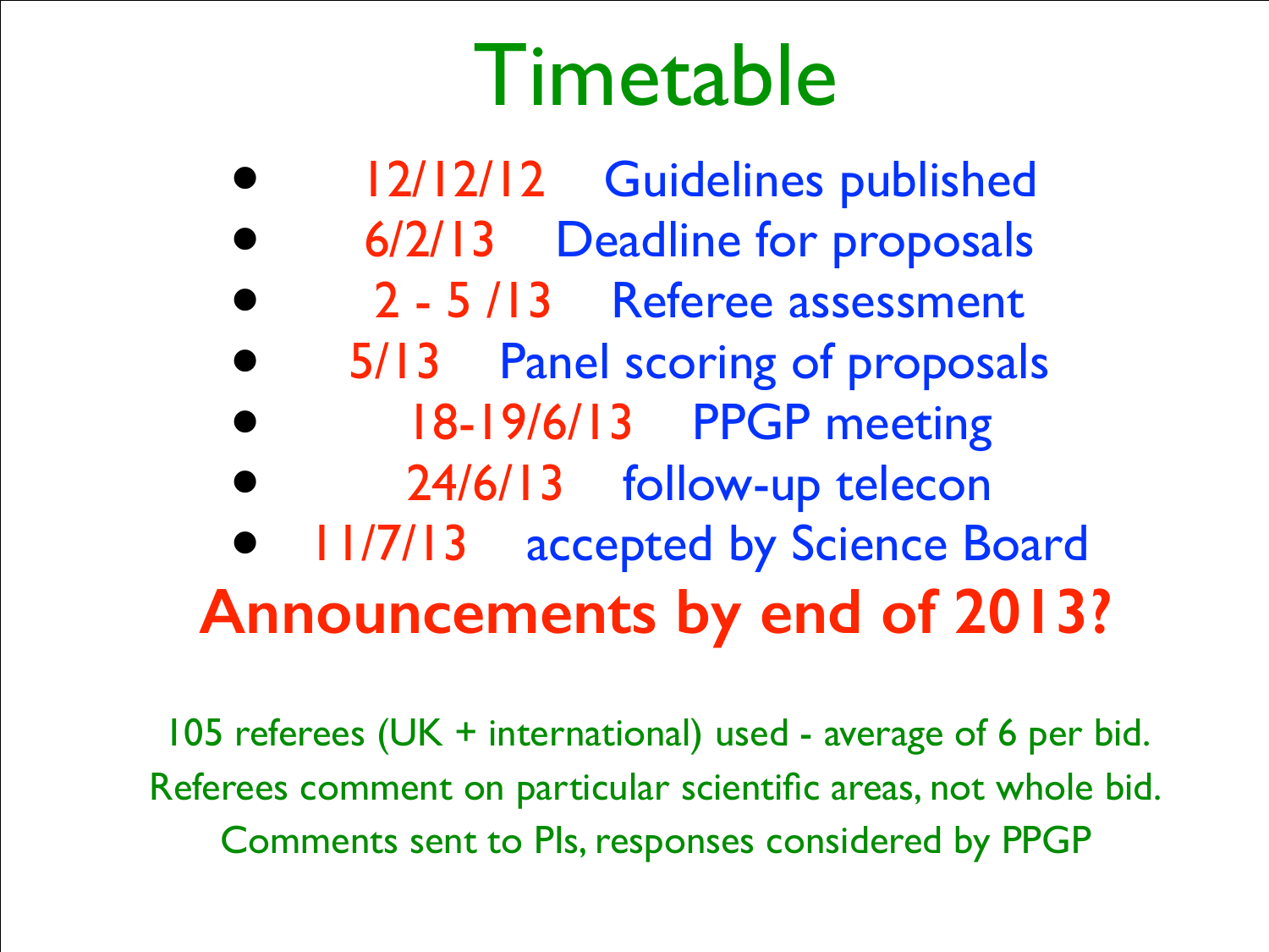# Timetable

- 12/12/12 Guidelines published
- 6/2/13 Deadline for proposals
- 2 - 5 /13 Referee assessment
- 5/13 Panel scoring of proposals
- 18-19/6/13 PPGP meeting
- 24/6/13 follow-up telecon
- 11/7/13 accepted by Science Board

**Announcements by end of 2013?**

105 referees (UK + international) used - average of 6 per bid.

Referees comment on particular scientific areas, not whole bid.

Comments sent to PIs, responses considered by PPGP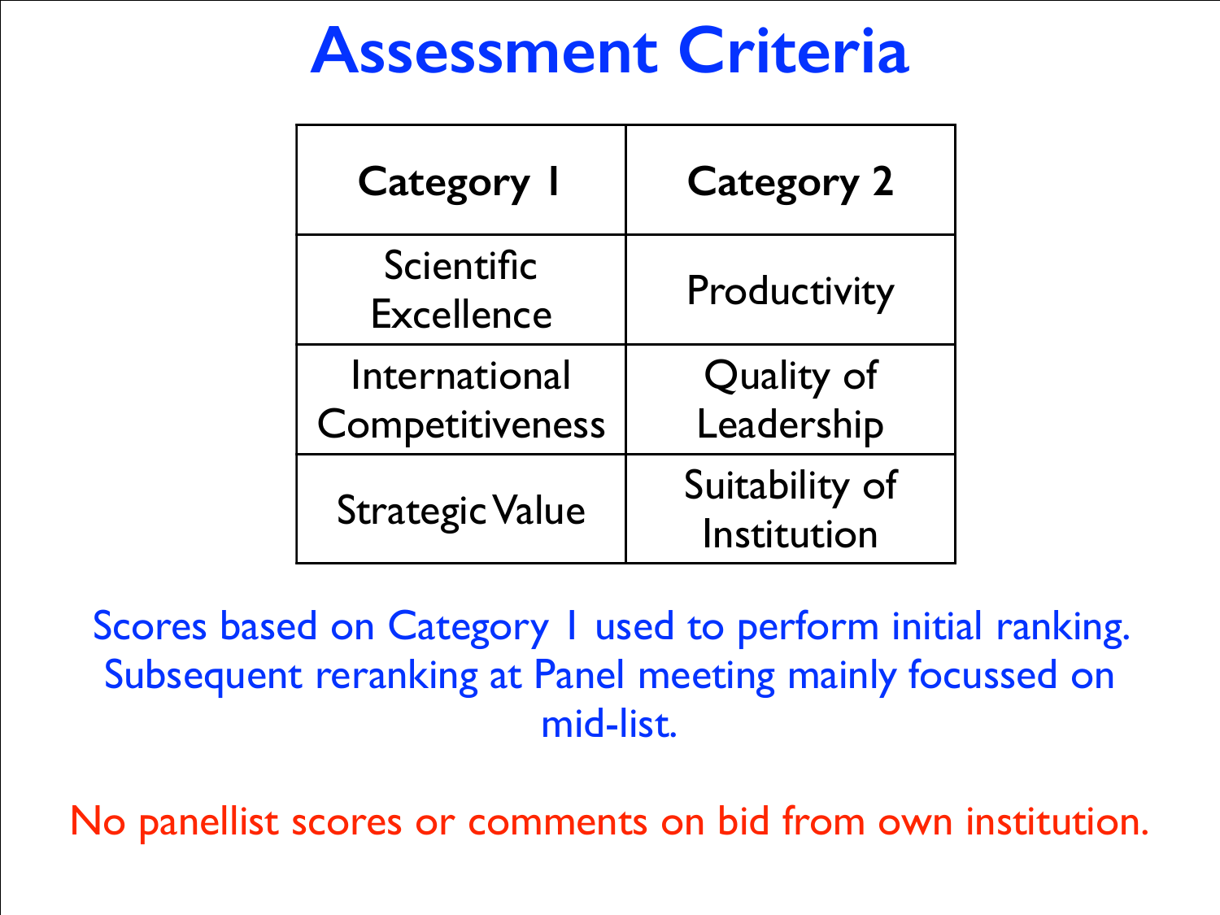# Assessment Criteria

| Category 1 | Category 2 |
|---|---|
| Scientific Excellence | Productivity |
| International Competitiveness | Quality of Leadership |
| Strategic Value | Suitability of Institution |

Scores based on Category 1 used to perform initial ranking. Subsequent reranking at Panel meeting mainly focussed on mid-list.

No panellist scores or comments on bid from own institution.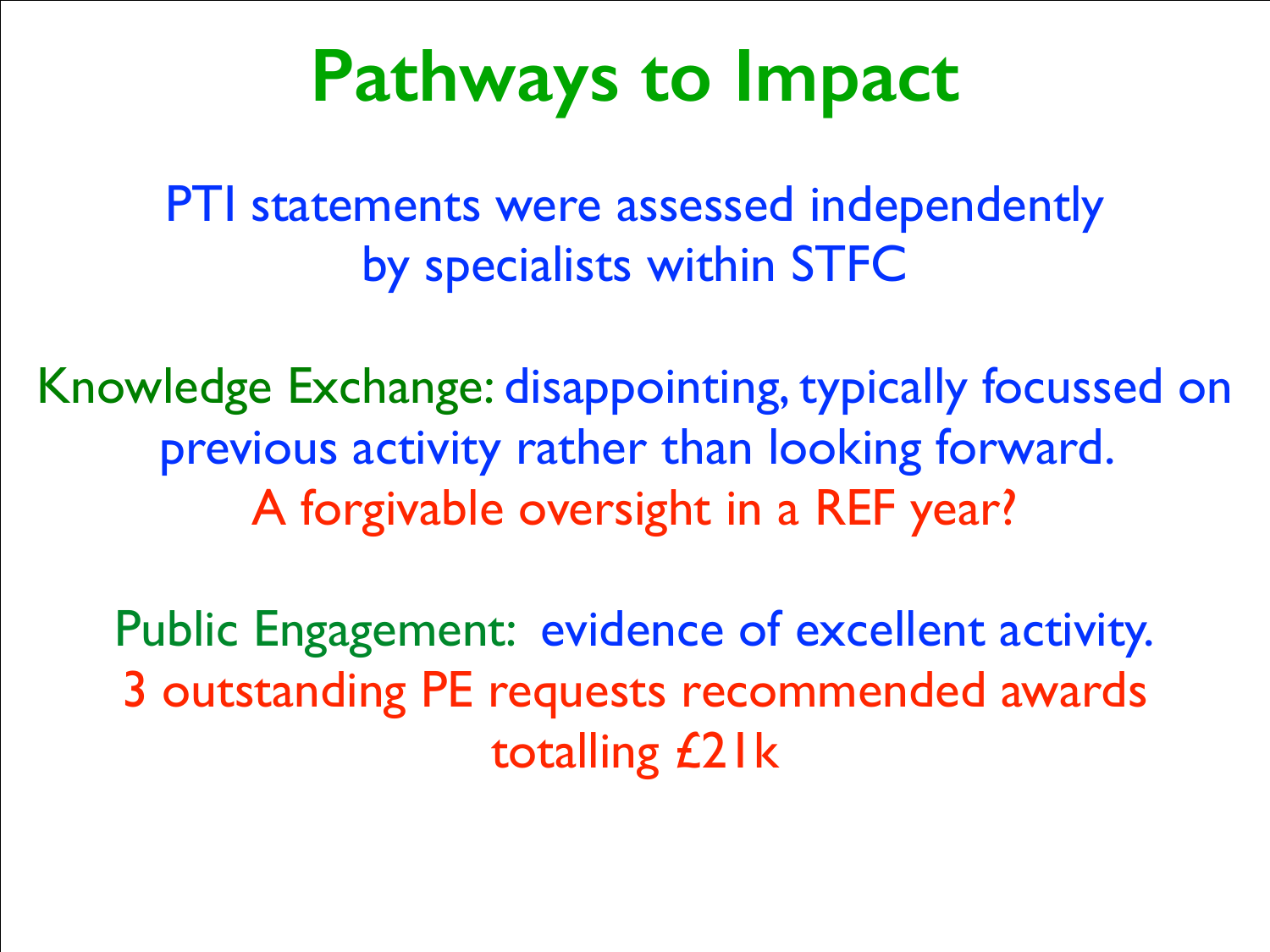# Pathways to Impact

PTI statements were assessed independently by specialists within STFC

Knowledge Exchange: disappointing, typically focussed on previous activity rather than looking forward.
A forgivable oversight in a REF year?

Public Engagement: evidence of excellent activity.
3 outstanding PE requests recommended awards totalling £21k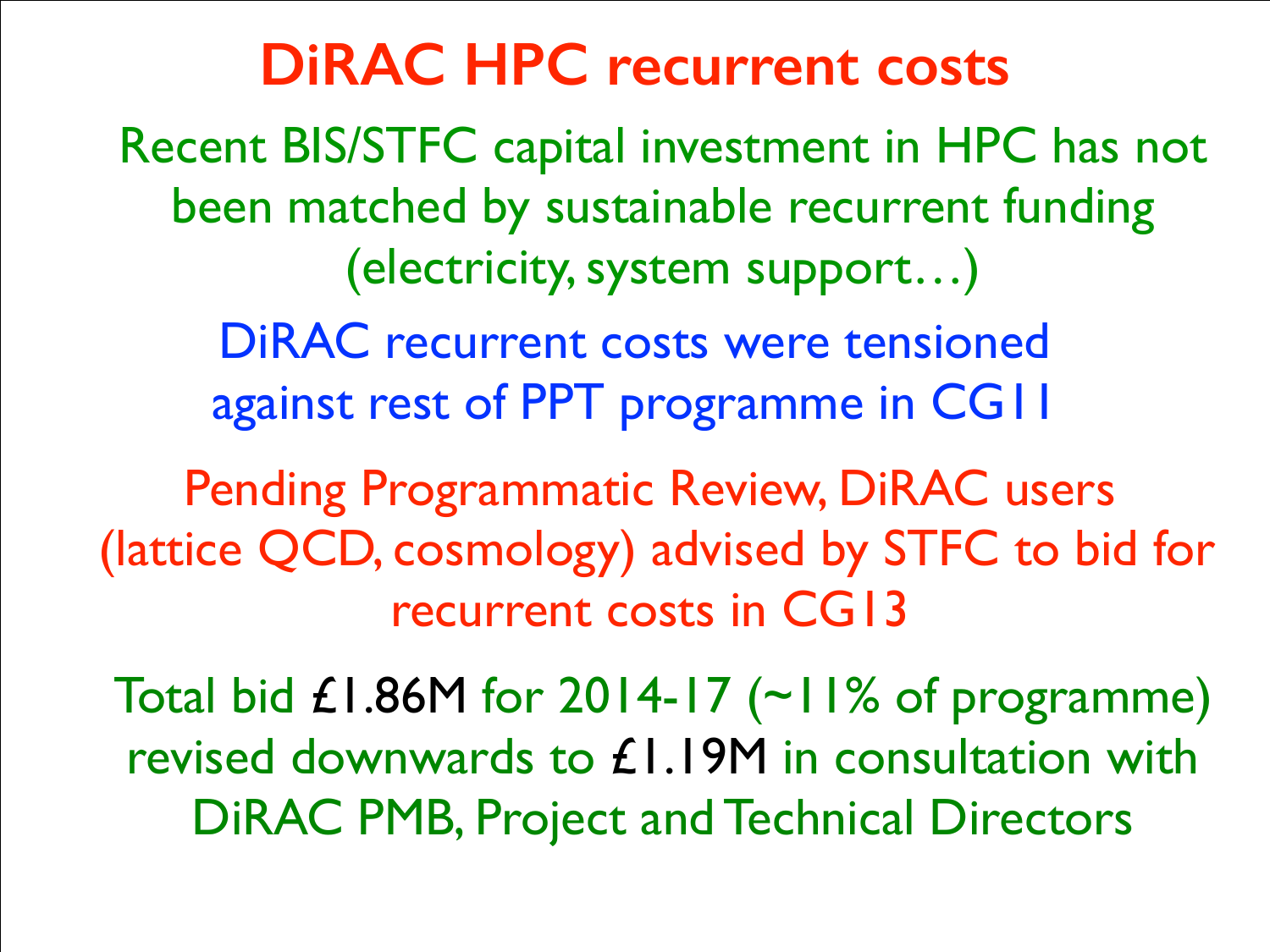# DiRAC HPC recurrent costs

Recent BIS/STFC capital investment in HPC has not been matched by sustainable recurrent funding (electricity, system support…)

DiRAC recurrent costs were tensioned against rest of PPT programme in CG11

Pending Programmatic Review, DiRAC users (lattice QCD, cosmology) advised by STFC to bid for recurrent costs in CG13

Total bid £1.86M for 2014-17 (~11% of programme) revised downwards to £1.19M in consultation with DiRAC PMB, Project and Technical Directors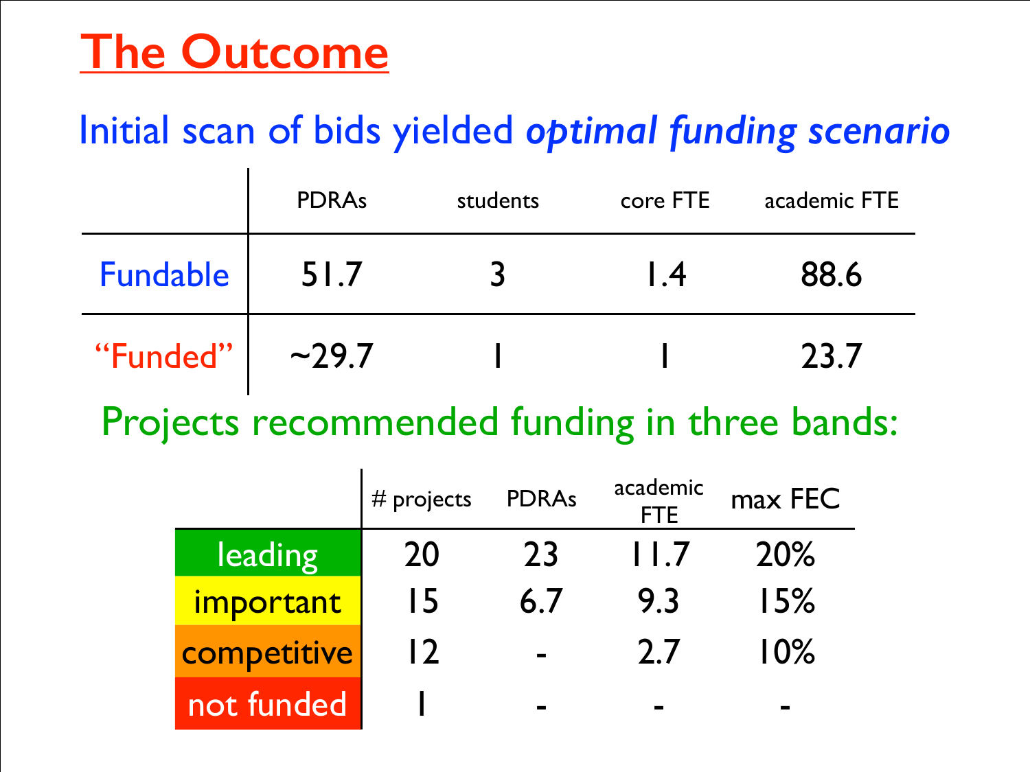# The Outcome

Initial scan of bids yielded *optimal funding scenario*

| | PDRAs | students | core FTE | academic FTE |
|---|---|---|---|---|
| Fundable | 51.7 | 3 | 1.4 | 88.6 |
| "Funded" | ~29.7 | 1 | 1 | 23.7 |

Projects recommended funding in three bands:

| | # projects | PDRAs | academic FTE | max FEC |
|---|---|---|---|---|
| leading | 20 | 23 | 11.7 | 20% |
| important | 15 | 6.7 | 9.3 | 15% |
| competitive | 12 | - | 2.7 | 10% |
| not funded | 1 | - | - | - |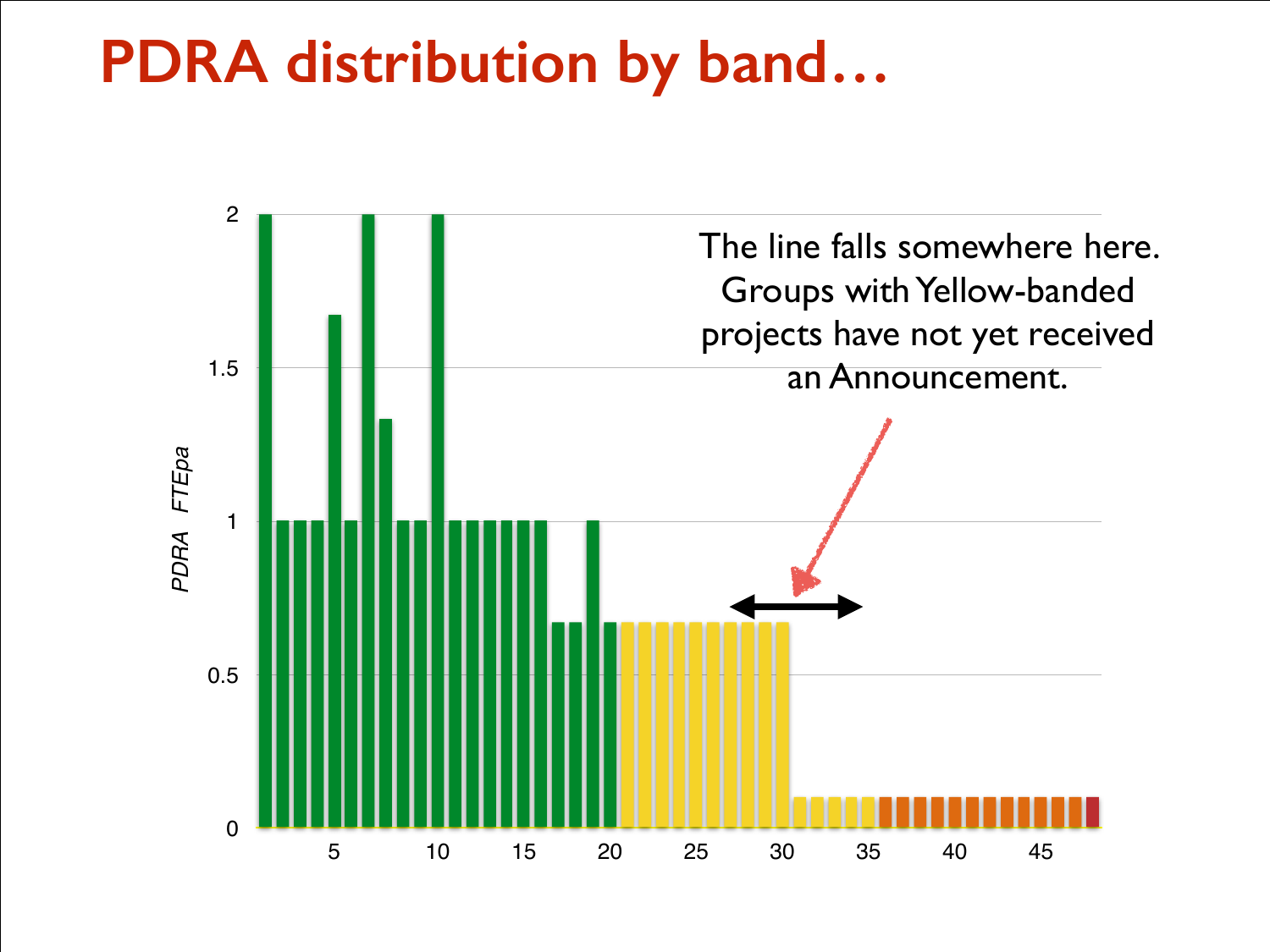# PDRA distribution by band…

The line falls somewhere here. Groups with Yellow-banded projects have not yet received an Announcement.

PDRA FTEpa

2
1.5
1
0.5
0

5 10 15 20 25 30 35 40 45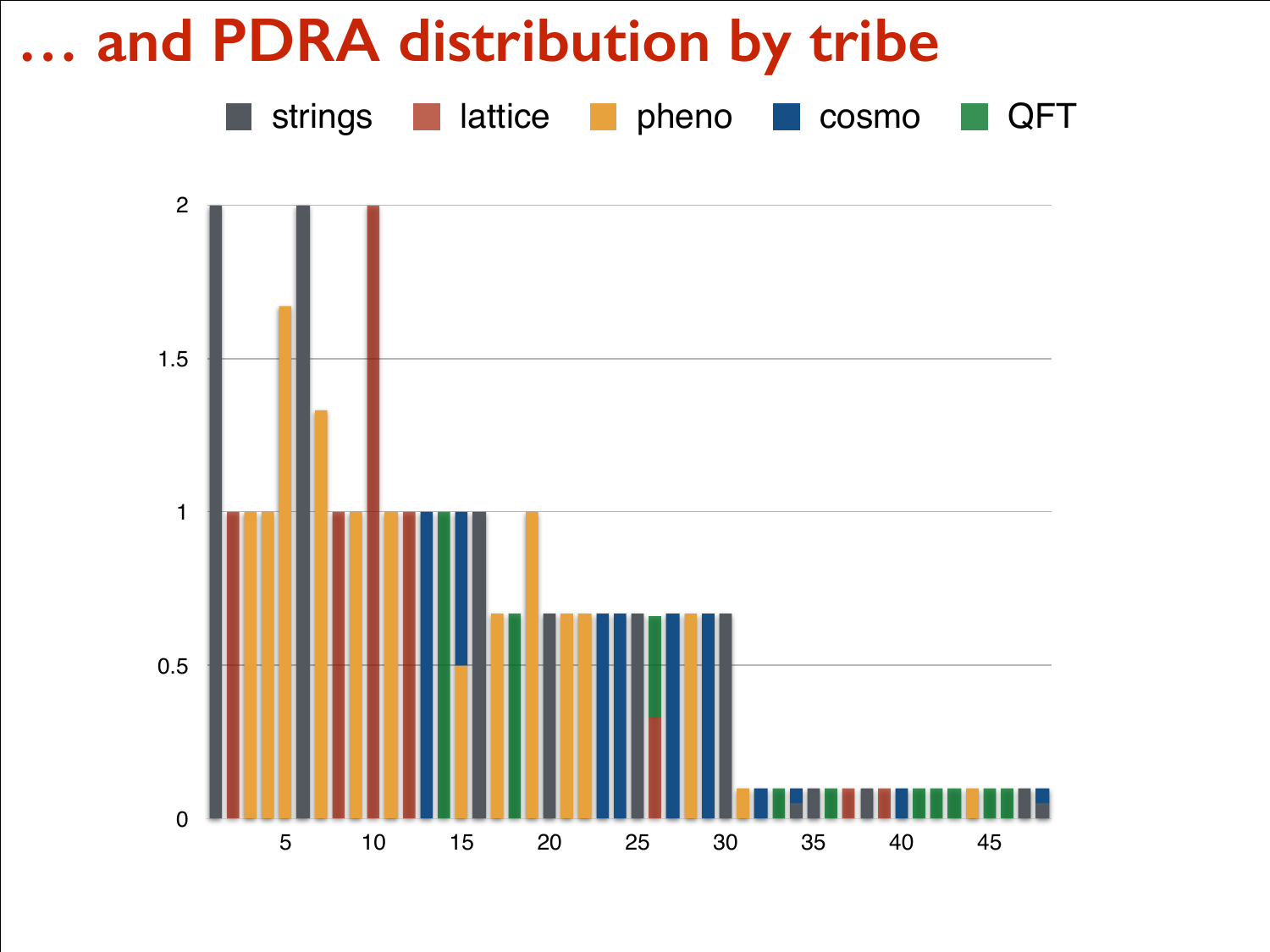# … and PDRA distribution by tribe

strings lattice pheno cosmo QFT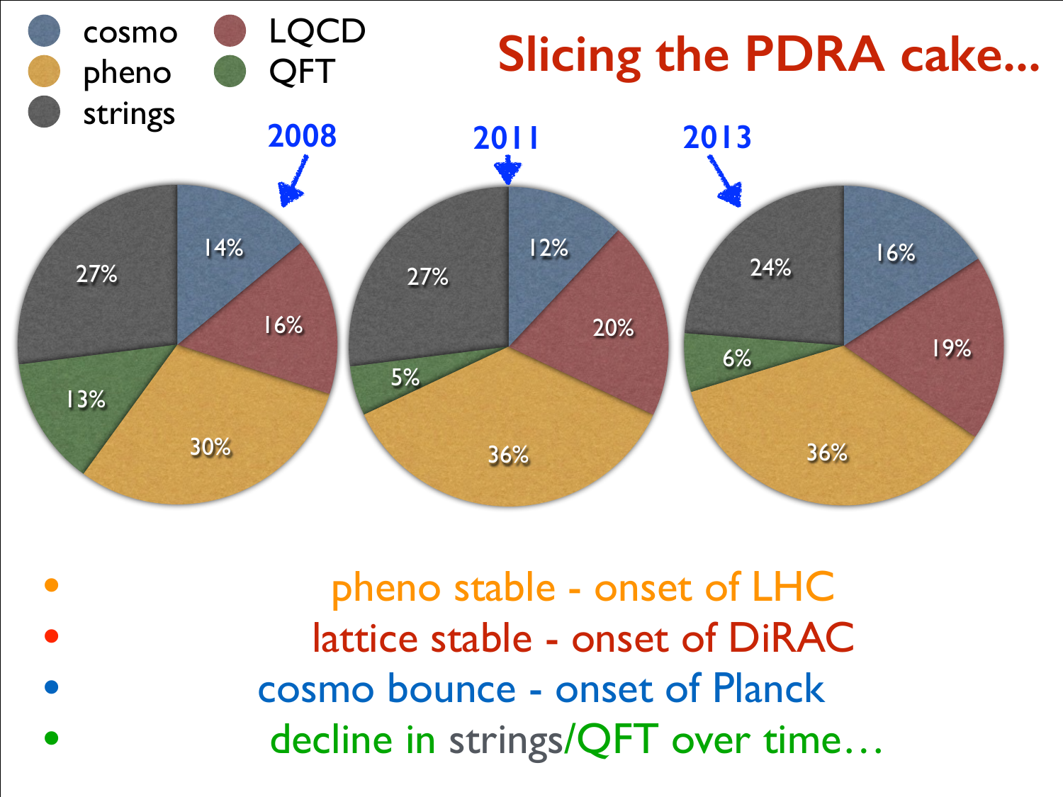# Slicing the PDRA cake...

Legend: cosmo, LQCD, pheno, QFT, strings

| | 2008 | 2011 | 2013 |
|---|---|---|---|
| cosmo | 14% | 12% | 16% |
| LQCD | 16% | 20% | 19% |
| pheno | 30% | 36% | 36% |
| QFT | 13% | 5% | 6% |
| strings | 27% | 27% | 24% |

- pheno stable - onset of LHC
- lattice stable - onset of DiRAC
- cosmo bounce - onset of Planck
- decline in strings/QFT over time…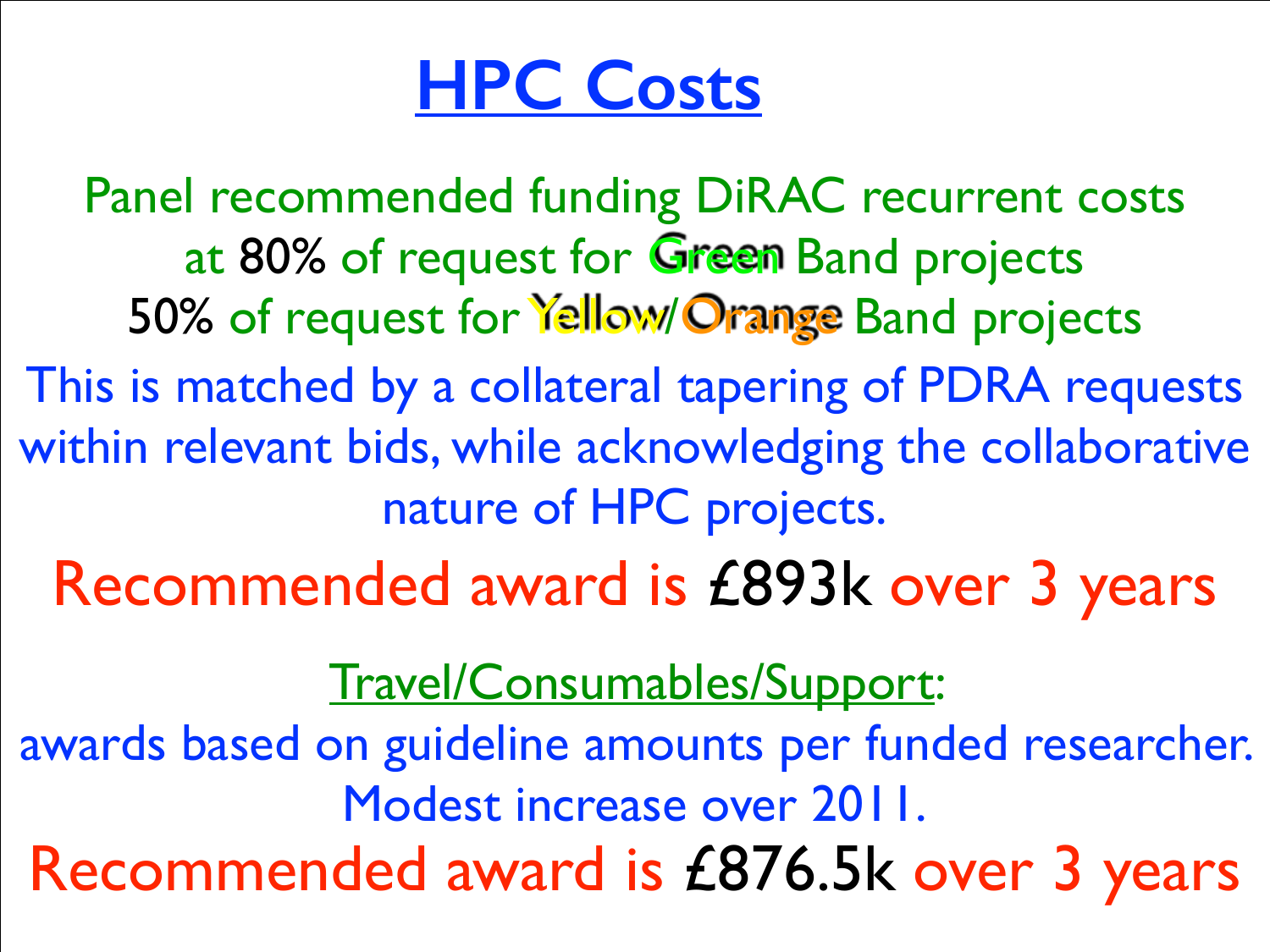# HPC Costs

Panel recommended funding DiRAC recurrent costs at 80% of request for Green Band projects 50% of request for Yellow/Orange Band projects

This is matched by a collateral tapering of PDRA requests within relevant bids, while acknowledging the collaborative nature of HPC projects.

Recommended award is £893k over 3 years

Travel/Consumables/Support:

awards based on guideline amounts per funded researcher. Modest increase over 2011.

Recommended award is £876.5k over 3 years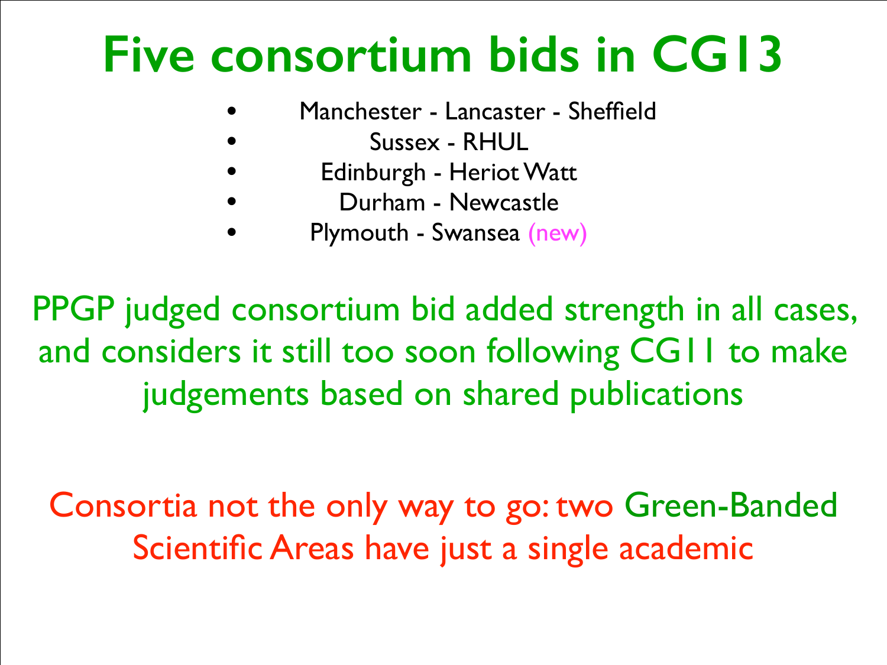# Five consortium bids in CG13

- Manchester - Lancaster - Sheffield
- Sussex - RHUL
- Edinburgh - Heriot Watt
- Durham - Newcastle
- Plymouth - Swansea (new)

PPGP judged consortium bid added strength in all cases, and considers it still too soon following CG11 to make judgements based on shared publications

Consortia not the only way to go: two Green-Banded Scientific Areas have just a single academic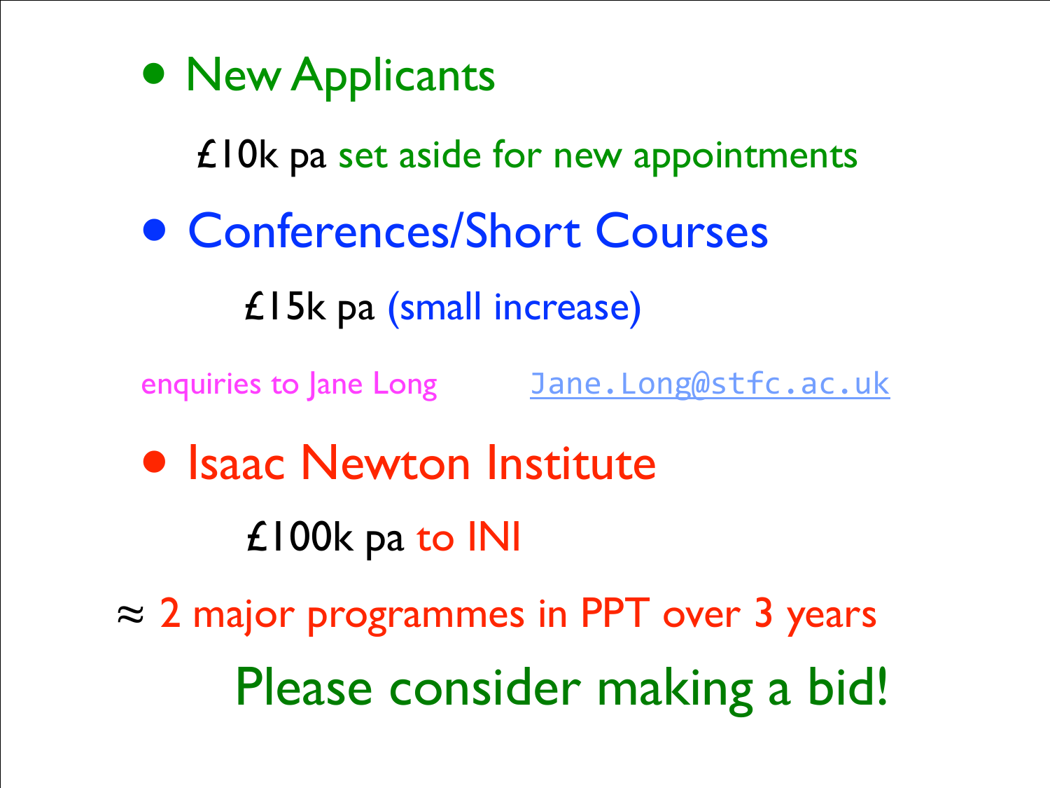- New Applicants

  £10k pa set aside for new appointments

- Conferences/Short Courses

  £15k pa (small increase)

enquiries to Jane Long Jane.Long@stfc.ac.uk

- Isaac Newton Institute

  £100k pa to INI

≈ 2 major programmes in PPT over 3 years

Please consider making a bid!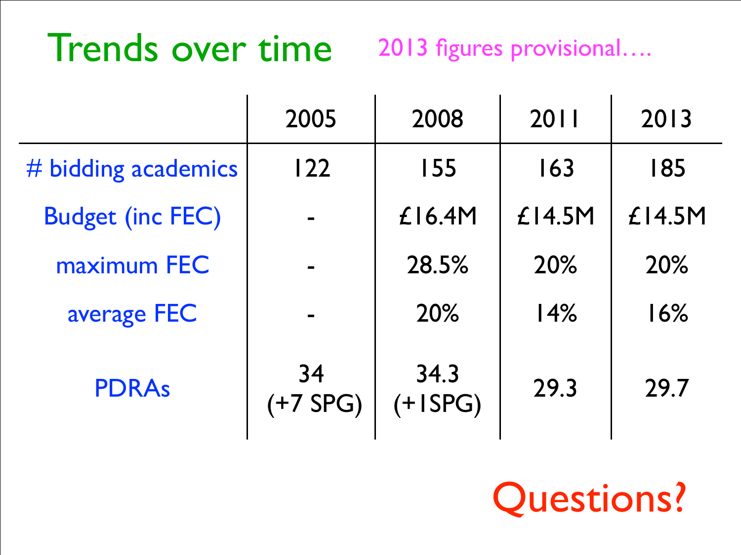# Trends over time

2013 figures provisional….

| | 2005 | 2008 | 2011 | 2013 |
|---|---|---|---|---|
| # bidding academics | 122 | 155 | 163 | 185 |
| Budget (inc FEC) | - | £16.4M | £14.5M | £14.5M |
| maximum FEC | - | 28.5% | 20% | 20% |
| average FEC | - | 20% | 14% | 16% |
| PDRAs | 34 (+7 SPG) | 34.3 (+1SPG) | 29.3 | 29.7 |

Questions?